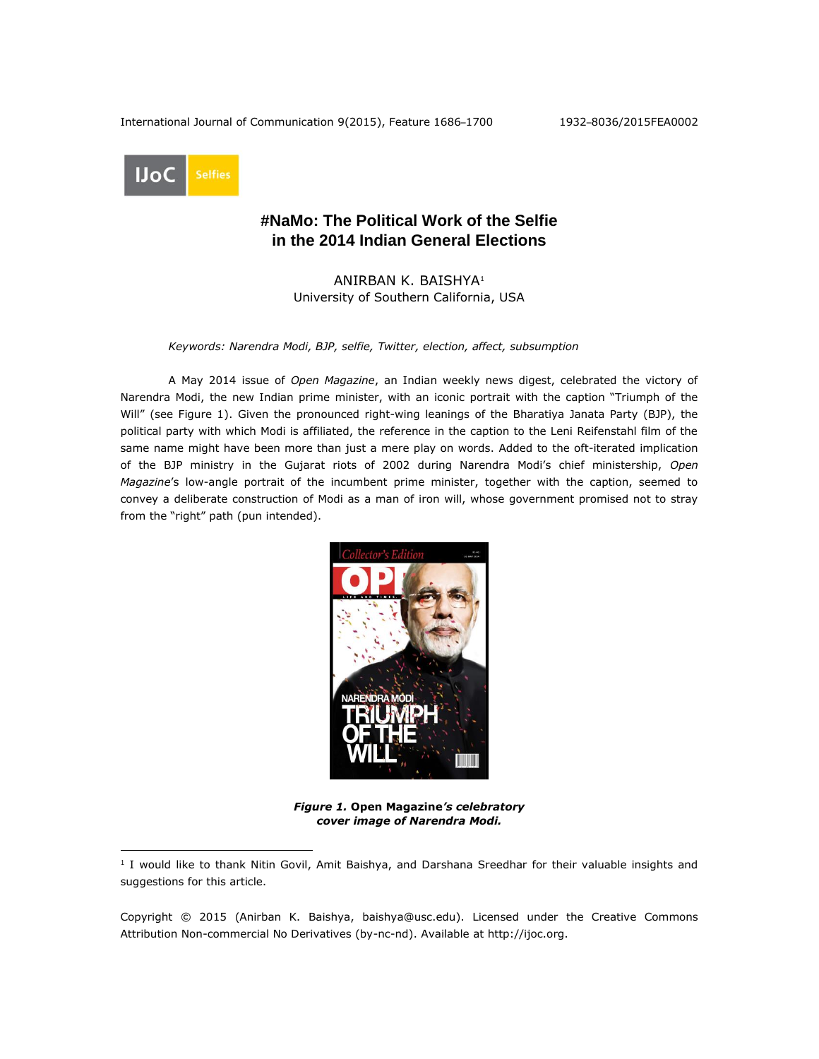# #NaMo: The Political Work of the Selfie in the 2014 Indian General Elections

ANIRBAN K. BAISHYA[1]
University of Southern California, USA

*Keywords: Narendra Modi, BJP, selfie, Twitter, election, affect, subsumption*

A May 2014 issue of *Open Magazine*, an Indian weekly news digest, celebrated the victory of Narendra Modi, the new Indian prime minister, with an iconic portrait with the caption "Triumph of the Will" (see Figure 1). Given the pronounced right-wing leanings of the Bharatiya Janata Party (BJP), the political party with which Modi is affiliated, the reference in the caption to the Leni Reifenstahl film of the same name might have been more than just a mere play on words. Added to the oft-iterated implication of the BJP ministry in the Gujarat riots of 2002 during Narendra Modi's chief ministership, *Open Magazine*'s low-angle portrait of the incumbent prime minister, together with the caption, seemed to convey a deliberate construction of Modi as a man of iron will, whose government promised not to stray from the "right" path (pun intended).

***Figure 1.* Open Magazine*'s celebratory cover image of Narendra Modi.***

[1] I would like to thank Nitin Govil, Amit Baishya, and Darshana Sreedhar for their valuable insights and suggestions for this article.

Copyright © 2015 (Anirban K. Baishya, baishya@usc.edu). Licensed under the Creative Commons Attribution Non-commercial No Derivatives (by-nc-nd). Available at http://ijoc.org.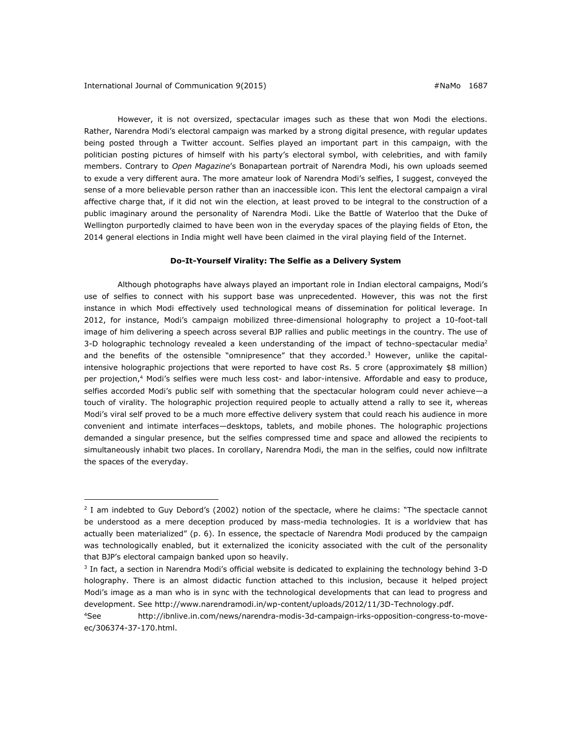However, it is not oversized, spectacular images such as these that won Modi the elections. Rather, Narendra Modi's electoral campaign was marked by a strong digital presence, with regular updates being posted through a Twitter account. Selfies played an important part in this campaign, with the politician posting pictures of himself with his party's electoral symbol, with celebrities, and with family members. Contrary to *Open Magazine*'s Bonapartean portrait of Narendra Modi, his own uploads seemed to exude a very different aura. The more amateur look of Narendra Modi's selfies, I suggest, conveyed the sense of a more believable person rather than an inaccessible icon. This lent the electoral campaign a viral affective charge that, if it did not win the election, at least proved to be integral to the construction of a public imaginary around the personality of Narendra Modi. Like the Battle of Waterloo that the Duke of Wellington purportedly claimed to have been won in the everyday spaces of the playing fields of Eton, the 2014 general elections in India might well have been claimed in the viral playing field of the Internet.

**Do-It-Yourself Virality: The Selfie as a Delivery System**

Although photographs have always played an important role in Indian electoral campaigns, Modi's use of selfies to connect with his support base was unprecedented. However, this was not the first instance in which Modi effectively used technological means of dissemination for political leverage. In 2012, for instance, Modi's campaign mobilized three-dimensional holography to project a 10-foot-tall image of him delivering a speech across several BJP rallies and public meetings in the country. The use of 3-D holographic technology revealed a keen understanding of the impact of techno-spectacular media[2] and the benefits of the ostensible "omnipresence" that they accorded.[3] However, unlike the capital-intensive holographic projections that were reported to have cost Rs. 5 crore (approximately $8 million) per projection,[4] Modi's selfies were much less cost- and labor-intensive. Affordable and easy to produce, selfies accorded Modi's public self with something that the spectacular hologram could never achieve—a touch of virality. The holographic projection required people to actually attend a rally to see it, whereas Modi's viral self proved to be a much more effective delivery system that could reach his audience in more convenient and intimate interfaces—desktops, tablets, and mobile phones. The holographic projections demanded a singular presence, but the selfies compressed time and space and allowed the recipients to simultaneously inhabit two places. In corollary, Narendra Modi, the man in the selfies, could now infiltrate the spaces of the everyday.

---

[2] I am indebted to Guy Debord's (2002) notion of the spectacle, where he claims: "The spectacle cannot be understood as a mere deception produced by mass-media technologies. It is a worldview that has actually been materialized" (p. 6). In essence, the spectacle of Narendra Modi produced by the campaign was technologically enabled, but it externalized the iconicity associated with the cult of the personality that BJP's electoral campaign banked upon so heavily.

[3] In fact, a section in Narendra Modi's official website is dedicated to explaining the technology behind 3-D holography. There is an almost didactic function attached to this inclusion, because it helped project Modi's image as a man who is in sync with the technological developments that can lead to progress and development. See http://www.narendramodi.in/wp-content/uploads/2012/11/3D-Technology.pdf.

[4] See http://ibnlive.in.com/news/narendra-modis-3d-campaign-irks-opposition-congress-to-move-ec/306374-37-170.html.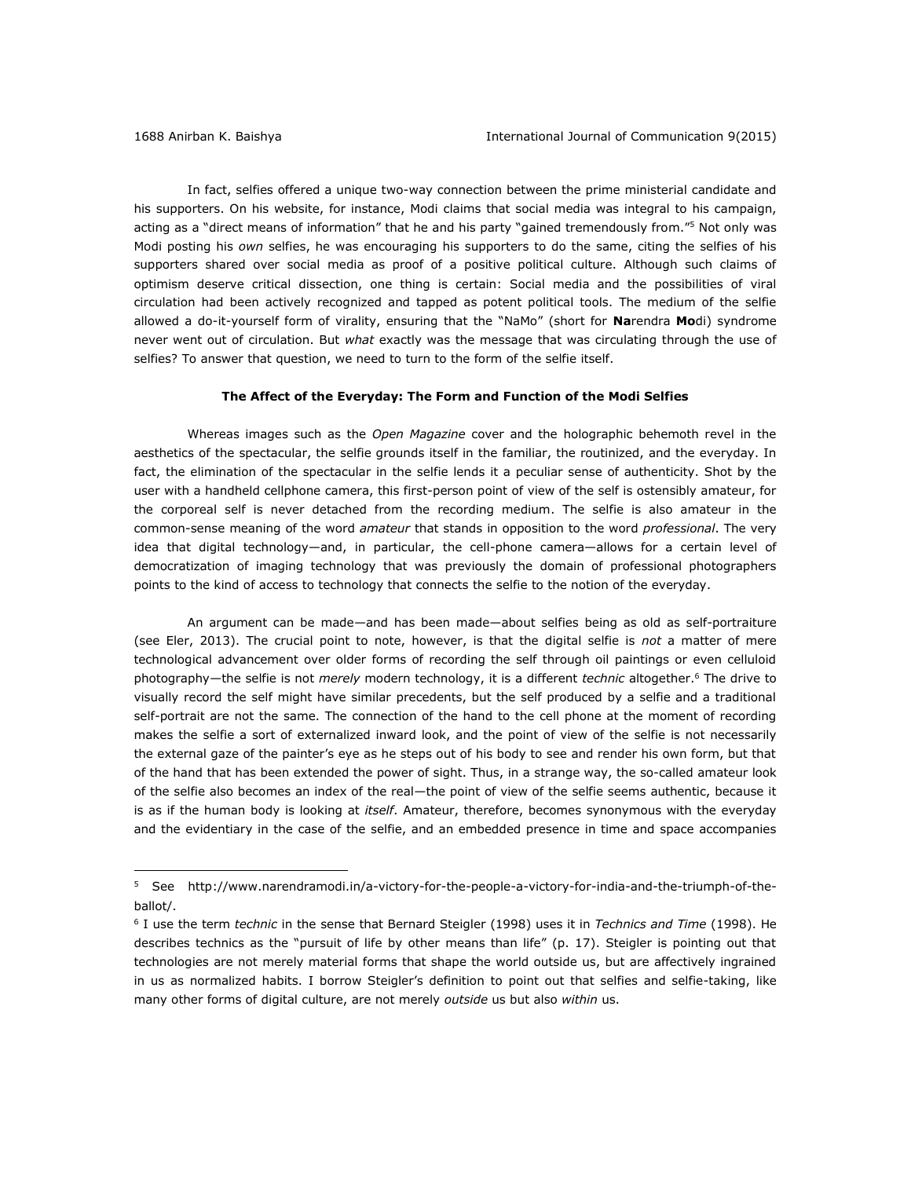In fact, selfies offered a unique two-way connection between the prime ministerial candidate and his supporters. On his website, for instance, Modi claims that social media was integral to his campaign, acting as a "direct means of information" that he and his party "gained tremendously from."[5] Not only was Modi posting his *own* selfies, he was encouraging his supporters to do the same, citing the selfies of his supporters shared over social media as proof of a positive political culture. Although such claims of optimism deserve critical dissection, one thing is certain: Social media and the possibilities of viral circulation had been actively recognized and tapped as potent political tools. The medium of the selfie allowed a do-it-yourself form of virality, ensuring that the "NaMo" (short for **Na**rendra **Mo**di) syndrome never went out of circulation. But *what* exactly was the message that was circulating through the use of selfies? To answer that question, we need to turn to the form of the selfie itself.

### The Affect of the Everyday: The Form and Function of the Modi Selfies

Whereas images such as the *Open Magazine* cover and the holographic behemoth revel in the aesthetics of the spectacular, the selfie grounds itself in the familiar, the routinized, and the everyday. In fact, the elimination of the spectacular in the selfie lends it a peculiar sense of authenticity. Shot by the user with a handheld cellphone camera, this first-person point of view of the self is ostensibly amateur, for the corporeal self is never detached from the recording medium. The selfie is also amateur in the common-sense meaning of the word *amateur* that stands in opposition to the word *professional*. The very idea that digital technology—and, in particular, the cell-phone camera—allows for a certain level of democratization of imaging technology that was previously the domain of professional photographers points to the kind of access to technology that connects the selfie to the notion of the everyday.

An argument can be made—and has been made—about selfies being as old as self-portraiture (see Eler, 2013). The crucial point to note, however, is that the digital selfie is *not* a matter of mere technological advancement over older forms of recording the self through oil paintings or even celluloid photography—the selfie is not *merely* modern technology, it is a different *technic* altogether.[6] The drive to visually record the self might have similar precedents, but the self produced by a selfie and a traditional self-portrait are not the same. The connection of the hand to the cell phone at the moment of recording makes the selfie a sort of externalized inward look, and the point of view of the selfie is not necessarily the external gaze of the painter's eye as he steps out of his body to see and render his own form, but that of the hand that has been extended the power of sight. Thus, in a strange way, the so-called amateur look of the selfie also becomes an index of the real—the point of view of the selfie seems authentic, because it is as if the human body is looking at *itself*. Amateur, therefore, becomes synonymous with the everyday and the evidentiary in the case of the selfie, and an embedded presence in time and space accompanies

---

[5] See http://www.narendramodi.in/a-victory-for-the-people-a-victory-for-india-and-the-triumph-of-the-ballot/.

[6] I use the term *technic* in the sense that Bernard Steigler (1998) uses it in *Technics and Time* (1998). He describes technics as the "pursuit of life by other means than life" (p. 17). Steigler is pointing out that technologies are not merely material forms that shape the world outside us, but are affectively ingrained in us as normalized habits. I borrow Steigler's definition to point out that selfies and selfie-taking, like many other forms of digital culture, are not merely *outside* us but also *within* us.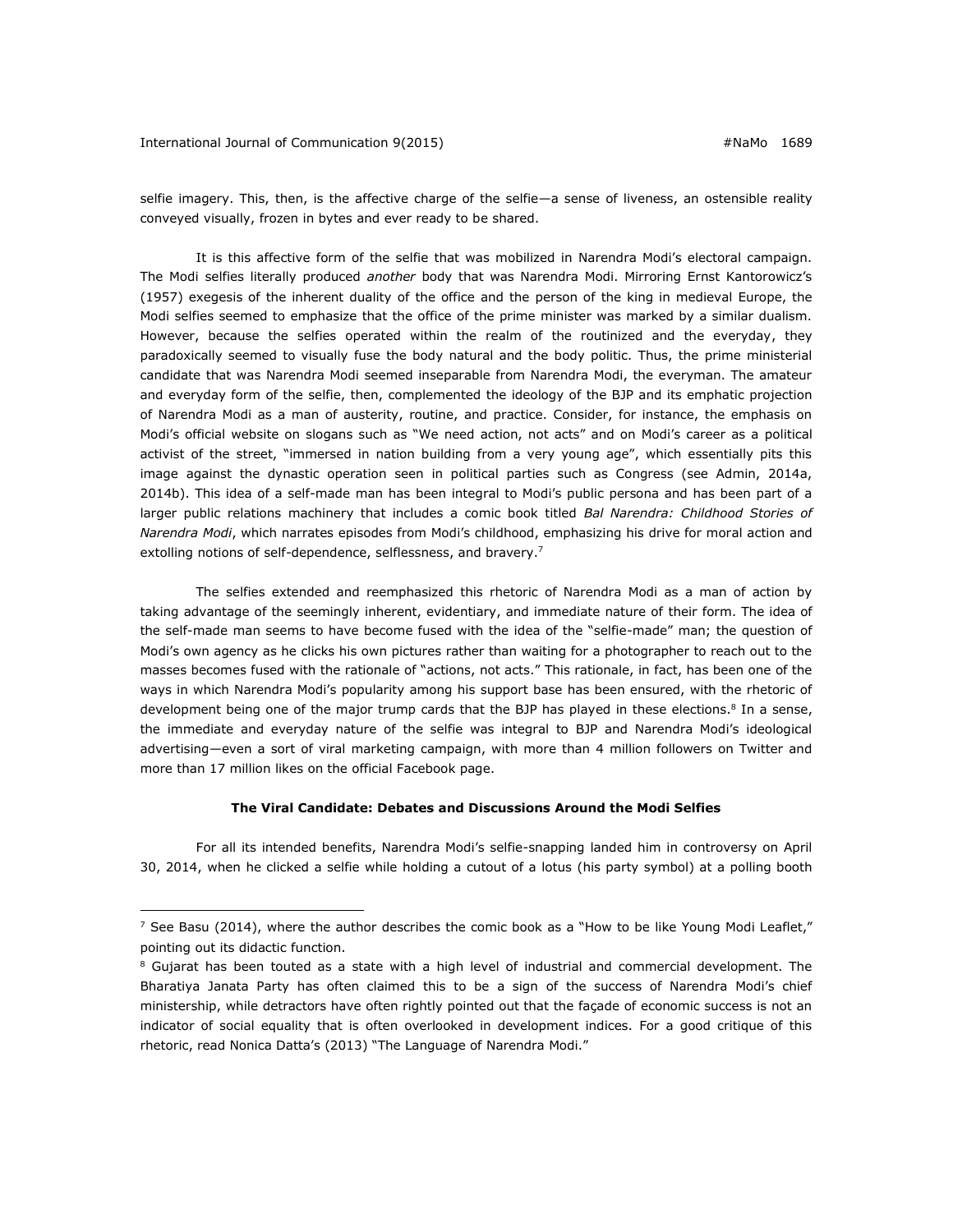selfie imagery. This, then, is the affective charge of the selfie—a sense of liveness, an ostensible reality conveyed visually, frozen in bytes and ever ready to be shared.

It is this affective form of the selfie that was mobilized in Narendra Modi's electoral campaign. The Modi selfies literally produced *another* body that was Narendra Modi. Mirroring Ernst Kantorowicz's (1957) exegesis of the inherent duality of the office and the person of the king in medieval Europe, the Modi selfies seemed to emphasize that the office of the prime minister was marked by a similar dualism. However, because the selfies operated within the realm of the routinized and the everyday, they paradoxically seemed to visually fuse the body natural and the body politic. Thus, the prime ministerial candidate that was Narendra Modi seemed inseparable from Narendra Modi, the everyman. The amateur and everyday form of the selfie, then, complemented the ideology of the BJP and its emphatic projection of Narendra Modi as a man of austerity, routine, and practice. Consider, for instance, the emphasis on Modi's official website on slogans such as "We need action, not acts" and on Modi's career as a political activist of the street, "immersed in nation building from a very young age", which essentially pits this image against the dynastic operation seen in political parties such as Congress (see Admin, 2014a, 2014b). This idea of a self-made man has been integral to Modi's public persona and has been part of a larger public relations machinery that includes a comic book titled *Bal Narendra: Childhood Stories of Narendra Modi*, which narrates episodes from Modi's childhood, emphasizing his drive for moral action and extolling notions of self-dependence, selflessness, and bravery.[7]

The selfies extended and reemphasized this rhetoric of Narendra Modi as a man of action by taking advantage of the seemingly inherent, evidentiary, and immediate nature of their form. The idea of the self-made man seems to have become fused with the idea of the "selfie-made" man; the question of Modi's own agency as he clicks his own pictures rather than waiting for a photographer to reach out to the masses becomes fused with the rationale of "actions, not acts." This rationale, in fact, has been one of the ways in which Narendra Modi's popularity among his support base has been ensured, with the rhetoric of development being one of the major trump cards that the BJP has played in these elections.[8] In a sense, the immediate and everyday nature of the selfie was integral to BJP and Narendra Modi's ideological advertising—even a sort of viral marketing campaign, with more than 4 million followers on Twitter and more than 17 million likes on the official Facebook page.

### The Viral Candidate: Debates and Discussions Around the Modi Selfies

For all its intended benefits, Narendra Modi's selfie-snapping landed him in controversy on April 30, 2014, when he clicked a selfie while holding a cutout of a lotus (his party symbol) at a polling booth

---

[7] See Basu (2014), where the author describes the comic book as a "How to be like Young Modi Leaflet," pointing out its didactic function.

[8] Gujarat has been touted as a state with a high level of industrial and commercial development. The Bharatiya Janata Party has often claimed this to be a sign of the success of Narendra Modi's chief ministership, while detractors have often rightly pointed out that the façade of economic success is not an indicator of social equality that is often overlooked in development indices. For a good critique of this rhetoric, read Nonica Datta's (2013) "The Language of Narendra Modi."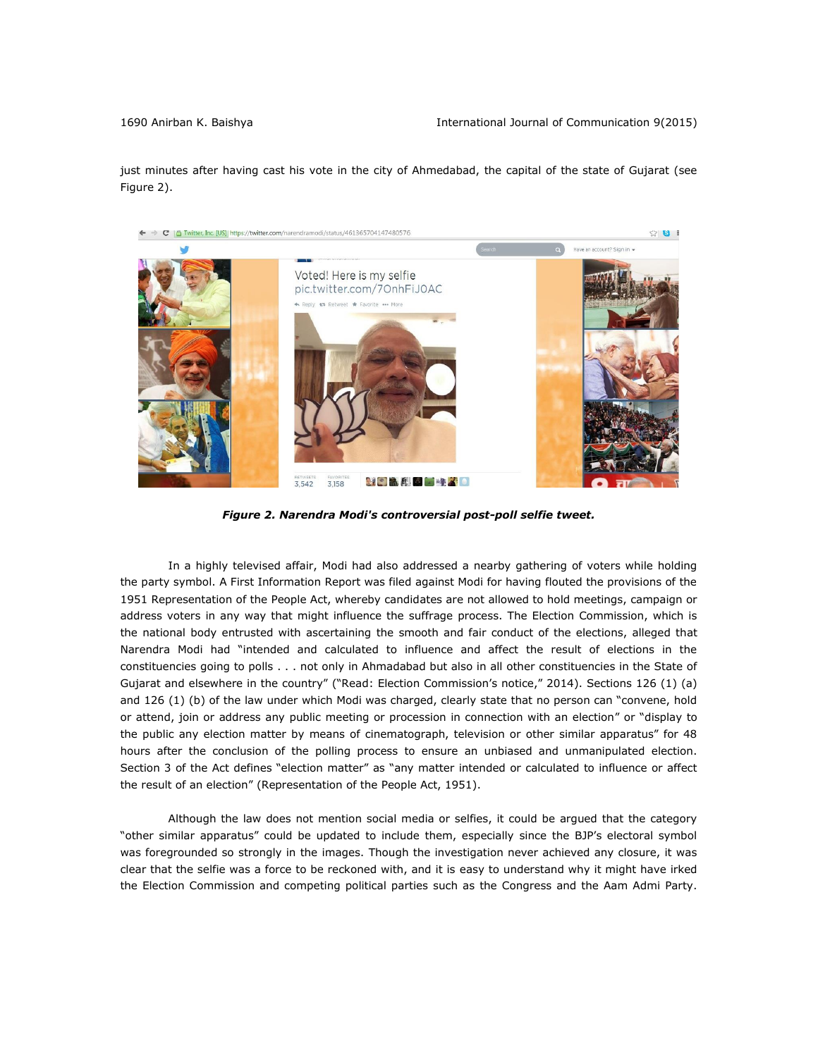just minutes after having cast his vote in the city of Ahmedabad, the capital of the state of Gujarat (see Figure 2).

***Figure 2. Narendra Modi's controversial post-poll selfie tweet.***

In a highly televised affair, Modi had also addressed a nearby gathering of voters while holding the party symbol. A First Information Report was filed against Modi for having flouted the provisions of the 1951 Representation of the People Act, whereby candidates are not allowed to hold meetings, campaign or address voters in any way that might influence the suffrage process. The Election Commission, which is the national body entrusted with ascertaining the smooth and fair conduct of the elections, alleged that Narendra Modi had "intended and calculated to influence and affect the result of elections in the constituencies going to polls . . . not only in Ahmadabad but also in all other constituencies in the State of Gujarat and elsewhere in the country" ("Read: Election Commission's notice," 2014). Sections 126 (1) (a) and 126 (1) (b) of the law under which Modi was charged, clearly state that no person can "convene, hold or attend, join or address any public meeting or procession in connection with an election" or "display to the public any election matter by means of cinematograph, television or other similar apparatus" for 48 hours after the conclusion of the polling process to ensure an unbiased and unmanipulated election. Section 3 of the Act defines "election matter" as "any matter intended or calculated to influence or affect the result of an election" (Representation of the People Act, 1951).

Although the law does not mention social media or selfies, it could be argued that the category "other similar apparatus" could be updated to include them, especially since the BJP's electoral symbol was foregrounded so strongly in the images. Though the investigation never achieved any closure, it was clear that the selfie was a force to be reckoned with, and it is easy to understand why it might have irked the Election Commission and competing political parties such as the Congress and the Aam Admi Party.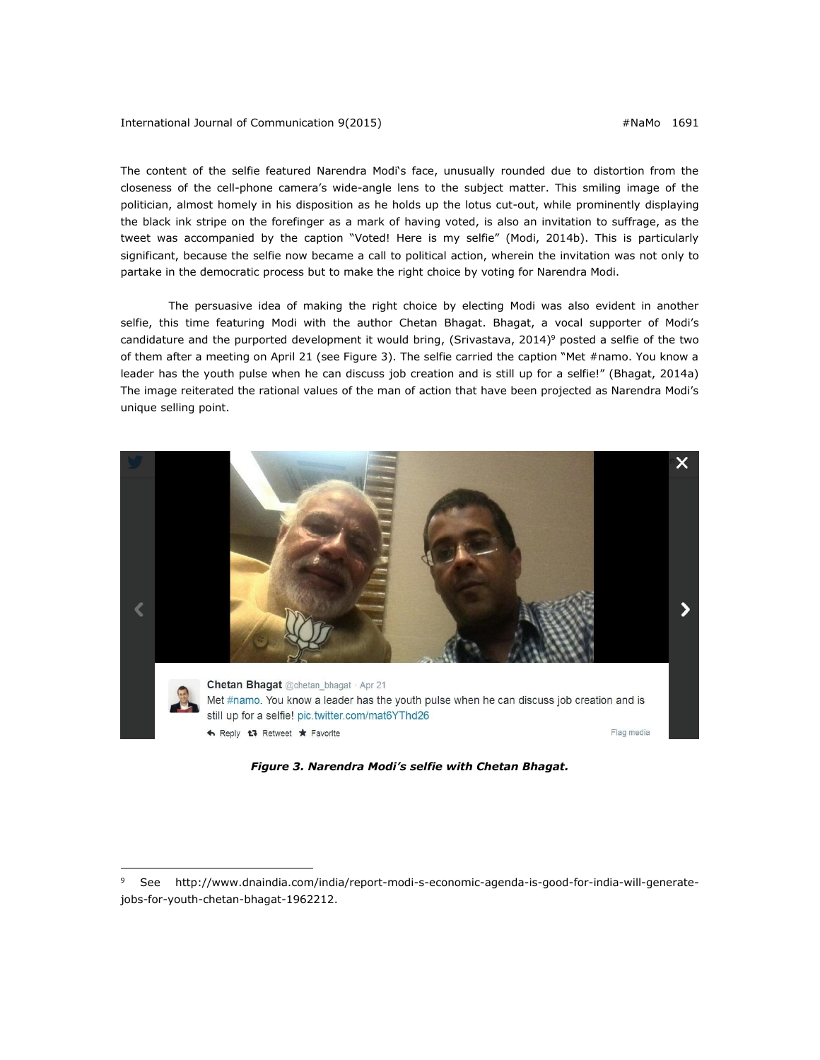The content of the selfie featured Narendra Modi's face, unusually rounded due to distortion from the closeness of the cell-phone camera's wide-angle lens to the subject matter. This smiling image of the politician, almost homely in his disposition as he holds up the lotus cut-out, while prominently displaying the black ink stripe on the forefinger as a mark of having voted, is also an invitation to suffrage, as the tweet was accompanied by the caption "Voted! Here is my selfie" (Modi, 2014b). This is particularly significant, because the selfie now became a call to political action, wherein the invitation was not only to partake in the democratic process but to make the right choice by voting for Narendra Modi.

The persuasive idea of making the right choice by electing Modi was also evident in another selfie, this time featuring Modi with the author Chetan Bhagat. Bhagat, a vocal supporter of Modi's candidature and the purported development it would bring, (Srivastava, 2014)[9] posted a selfie of the two of them after a meeting on April 21 (see Figure 3). The selfie carried the caption "Met #namo. You know a leader has the youth pulse when he can discuss job creation and is still up for a selfie!" (Bhagat, 2014a) The image reiterated the rational values of the man of action that have been projected as Narendra Modi's unique selling point.

***Figure 3. Narendra Modi's selfie with Chetan Bhagat.***

---

[9] See http://www.dnaindia.com/india/report-modi-s-economic-agenda-is-good-for-india-will-generate-jobs-for-youth-chetan-bhagat-1962212.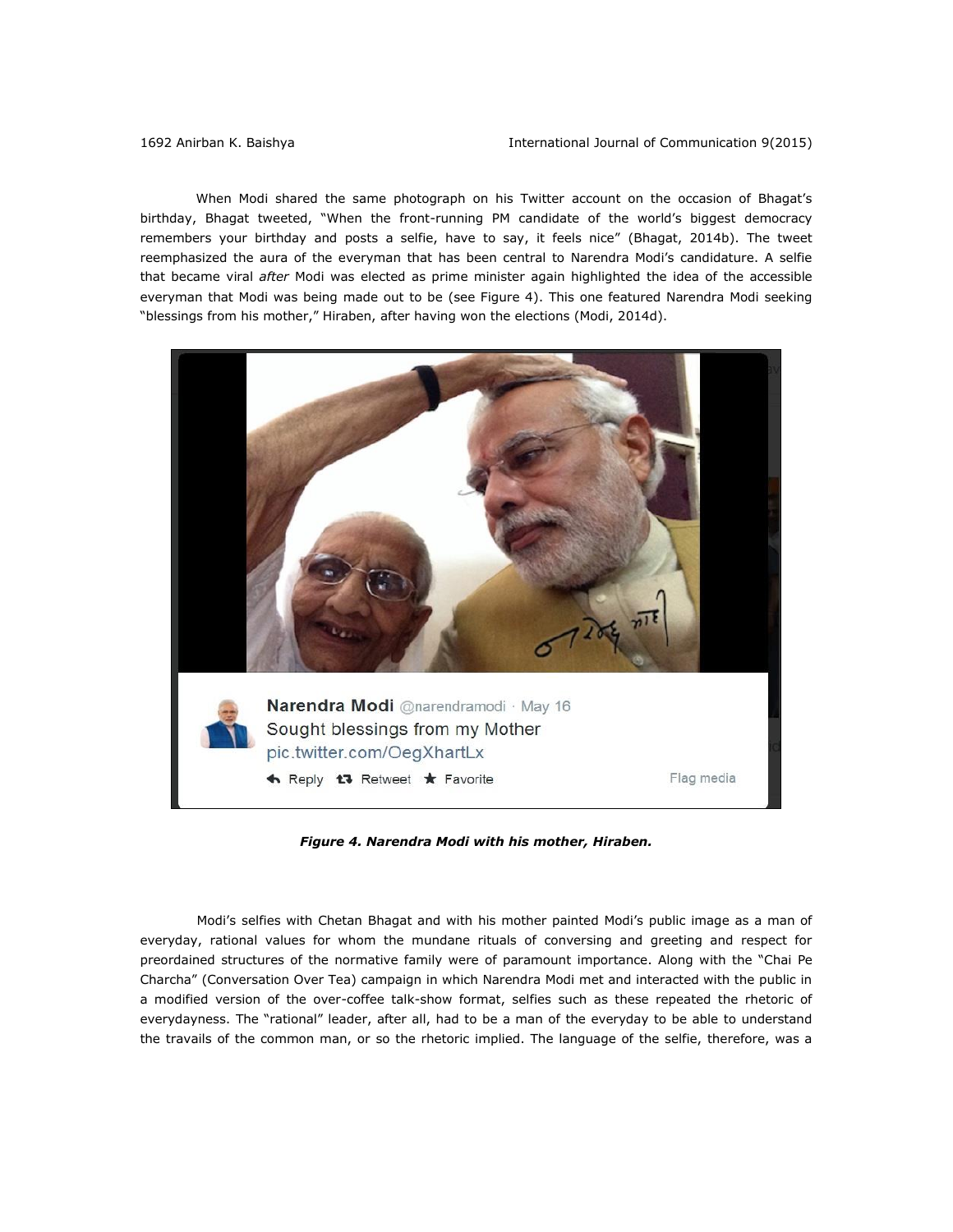When Modi shared the same photograph on his Twitter account on the occasion of Bhagat's birthday, Bhagat tweeted, "When the front-running PM candidate of the world's biggest democracy remembers your birthday and posts a selfie, have to say, it feels nice" (Bhagat, 2014b). The tweet reemphasized the aura of the everyman that has been central to Narendra Modi's candidature. A selfie that became viral *after* Modi was elected as prime minister again highlighted the idea of the accessible everyman that Modi was being made out to be (see Figure 4). This one featured Narendra Modi seeking "blessings from his mother," Hiraben, after having won the elections (Modi, 2014d).

***Figure 4. Narendra Modi with his mother, Hiraben.***

Modi's selfies with Chetan Bhagat and with his mother painted Modi's public image as a man of everyday, rational values for whom the mundane rituals of conversing and greeting and respect for preordained structures of the normative family were of paramount importance. Along with the "Chai Pe Charcha" (Conversation Over Tea) campaign in which Narendra Modi met and interacted with the public in a modified version of the over-coffee talk-show format, selfies such as these repeated the rhetoric of everydayness. The "rational" leader, after all, had to be a man of the everyday to be able to understand the travails of the common man, or so the rhetoric implied. The language of the selfie, therefore, was a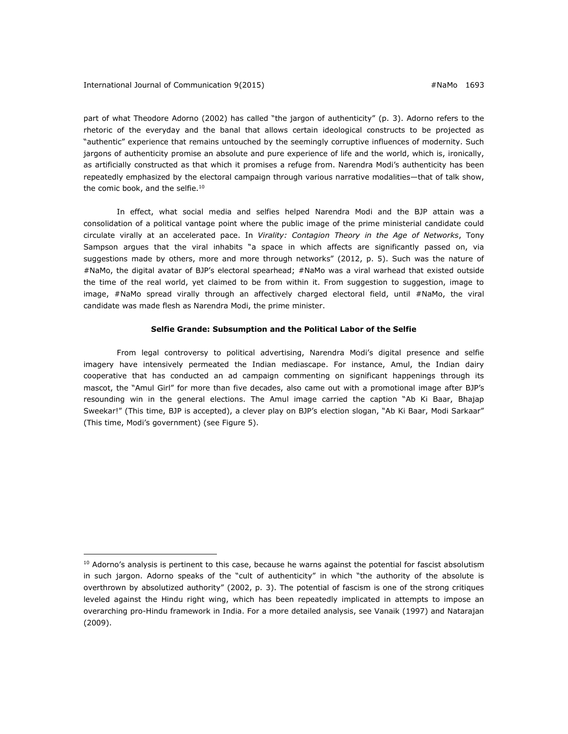part of what Theodore Adorno (2002) has called "the jargon of authenticity" (p. 3). Adorno refers to the rhetoric of the everyday and the banal that allows certain ideological constructs to be projected as "authentic" experience that remains untouched by the seemingly corruptive influences of modernity. Such jargons of authenticity promise an absolute and pure experience of life and the world, which is, ironically, as artificially constructed as that which it promises a refuge from. Narendra Modi's authenticity has been repeatedly emphasized by the electoral campaign through various narrative modalities—that of talk show, the comic book, and the selfie.[10]

In effect, what social media and selfies helped Narendra Modi and the BJP attain was a consolidation of a political vantage point where the public image of the prime ministerial candidate could circulate virally at an accelerated pace. In *Virality: Contagion Theory in the Age of Networks*, Tony Sampson argues that the viral inhabits "a space in which affects are significantly passed on, via suggestions made by others, more and more through networks" (2012, p. 5). Such was the nature of #NaMo, the digital avatar of BJP's electoral spearhead; #NaMo was a viral warhead that existed outside the time of the real world, yet claimed to be from within it. From suggestion to suggestion, image to image, #NaMo spread virally through an affectively charged electoral field, until #NaMo, the viral candidate was made flesh as Narendra Modi, the prime minister.

## Selfie Grande: Subsumption and the Political Labor of the Selfie

From legal controversy to political advertising, Narendra Modi's digital presence and selfie imagery have intensively permeated the Indian mediascape. For instance, Amul, the Indian dairy cooperative that has conducted an ad campaign commenting on significant happenings through its mascot, the "Amul Girl" for more than five decades, also came out with a promotional image after BJP's resounding win in the general elections. The Amul image carried the caption "Ab Ki Baar, Bhajap Sweekar!" (This time, BJP is accepted), a clever play on BJP's election slogan, "Ab Ki Baar, Modi Sarkaar" (This time, Modi's government) (see Figure 5).

---

[10] Adorno's analysis is pertinent to this case, because he warns against the potential for fascist absolutism in such jargon. Adorno speaks of the "cult of authenticity" in which "the authority of the absolute is overthrown by absolutized authority" (2002, p. 3). The potential of fascism is one of the strong critiques leveled against the Hindu right wing, which has been repeatedly implicated in attempts to impose an overarching pro-Hindu framework in India. For a more detailed analysis, see Vanaik (1997) and Natarajan (2009).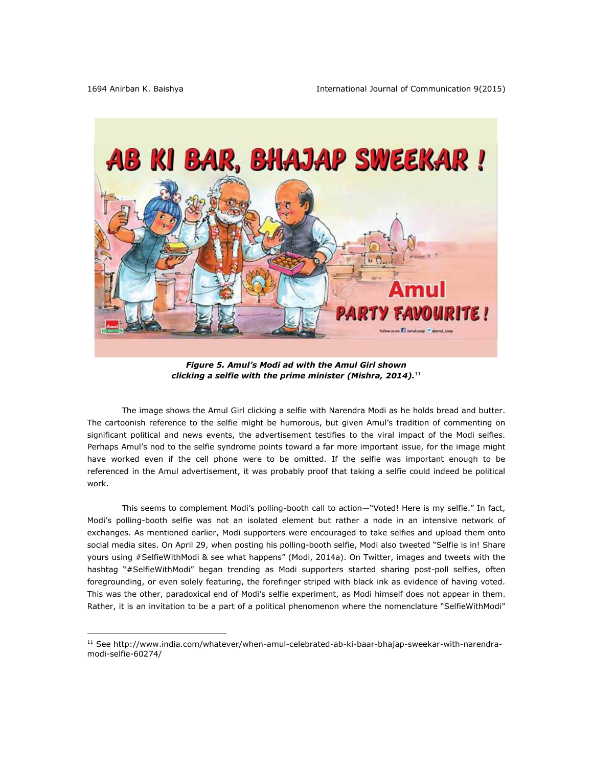*Figure 5. Amul's Modi ad with the Amul Girl shown clicking a selfie with the prime minister (Mishra, 2014).*[11]

The image shows the Amul Girl clicking a selfie with Narendra Modi as he holds bread and butter. The cartoonish reference to the selfie might be humorous, but given Amul's tradition of commenting on significant political and news events, the advertisement testifies to the viral impact of the Modi selfies. Perhaps Amul's nod to the selfie syndrome points toward a far more important issue, for the image might have worked even if the cell phone were to be omitted. If the selfie was important enough to be referenced in the Amul advertisement, it was probably proof that taking a selfie could indeed be political work.

This seems to complement Modi's polling-booth call to action—"Voted! Here is my selfie." In fact, Modi's polling-booth selfie was not an isolated element but rather a node in an intensive network of exchanges. As mentioned earlier, Modi supporters were encouraged to take selfies and upload them onto social media sites. On April 29, when posting his polling-booth selfie, Modi also tweeted "Selfie is in! Share yours using #SelfieWithModi & see what happens" (Modi, 2014a). On Twitter, images and tweets with the hashtag "#SelfieWithModi" began trending as Modi supporters started sharing post-poll selfies, often foregrounding, or even solely featuring, the forefinger striped with black ink as evidence of having voted. This was the other, paradoxical end of Modi's selfie experiment, as Modi himself does not appear in them. Rather, it is an invitation to be a part of a political phenomenon where the nomenclature "SelfieWithModi"

[11] See http://www.india.com/whatever/when-amul-celebrated-ab-ki-baar-bhajap-sweekar-with-narendra-modi-selfie-60274/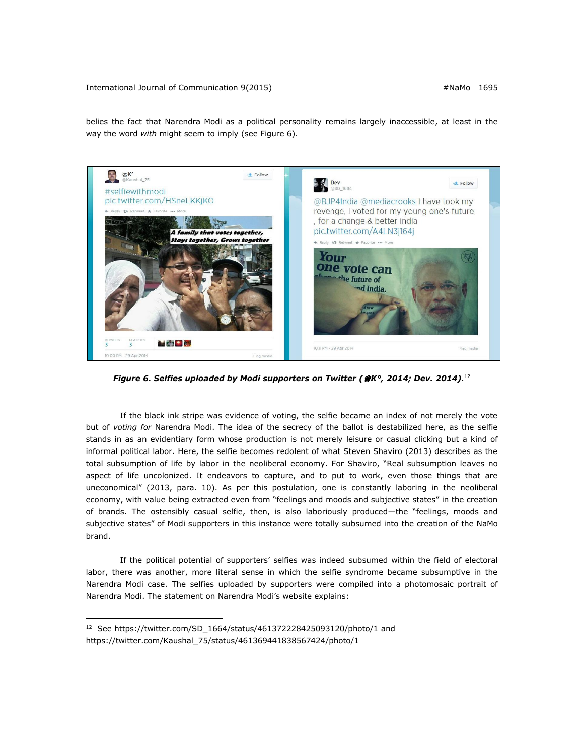belies the fact that Narendra Modi as a political personality remains largely inaccessible, at least in the way the word *with* might seem to imply (see Figure 6).

***Figure 6. Selfies uploaded by Modi supporters on Twitter (☸K°, 2014; Dev. 2014).***[12]

If the black ink stripe was evidence of voting, the selfie became an index of not merely the vote but of *voting for* Narendra Modi. The idea of the secrecy of the ballot is destabilized here, as the selfie stands in as an evidentiary form whose production is not merely leisure or casual clicking but a kind of informal political labor. Here, the selfie becomes redolent of what Steven Shaviro (2013) describes as the total subsumption of life by labor in the neoliberal economy. For Shaviro, "Real subsumption leaves no aspect of life uncolonized. It endeavors to capture, and to put to work, even those things that are uneconomical" (2013, para. 10). As per this postulation, one is constantly laboring in the neoliberal economy, with value being extracted even from "feelings and moods and subjective states" in the creation of brands. The ostensibly casual selfie, then, is also laboriously produced—the "feelings, moods and subjective states" of Modi supporters in this instance were totally subsumed into the creation of the NaMo brand.

If the political potential of supporters' selfies was indeed subsumed within the field of electoral labor, there was another, more literal sense in which the selfie syndrome became subsumptive in the Narendra Modi case. The selfies uploaded by supporters were compiled into a photomosaic portrait of Narendra Modi. The statement on Narendra Modi's website explains:

[12] See https://twitter.com/SD_1664/status/461372228425093120/photo/1 and https://twitter.com/Kaushal_75/status/461369441838567424/photo/1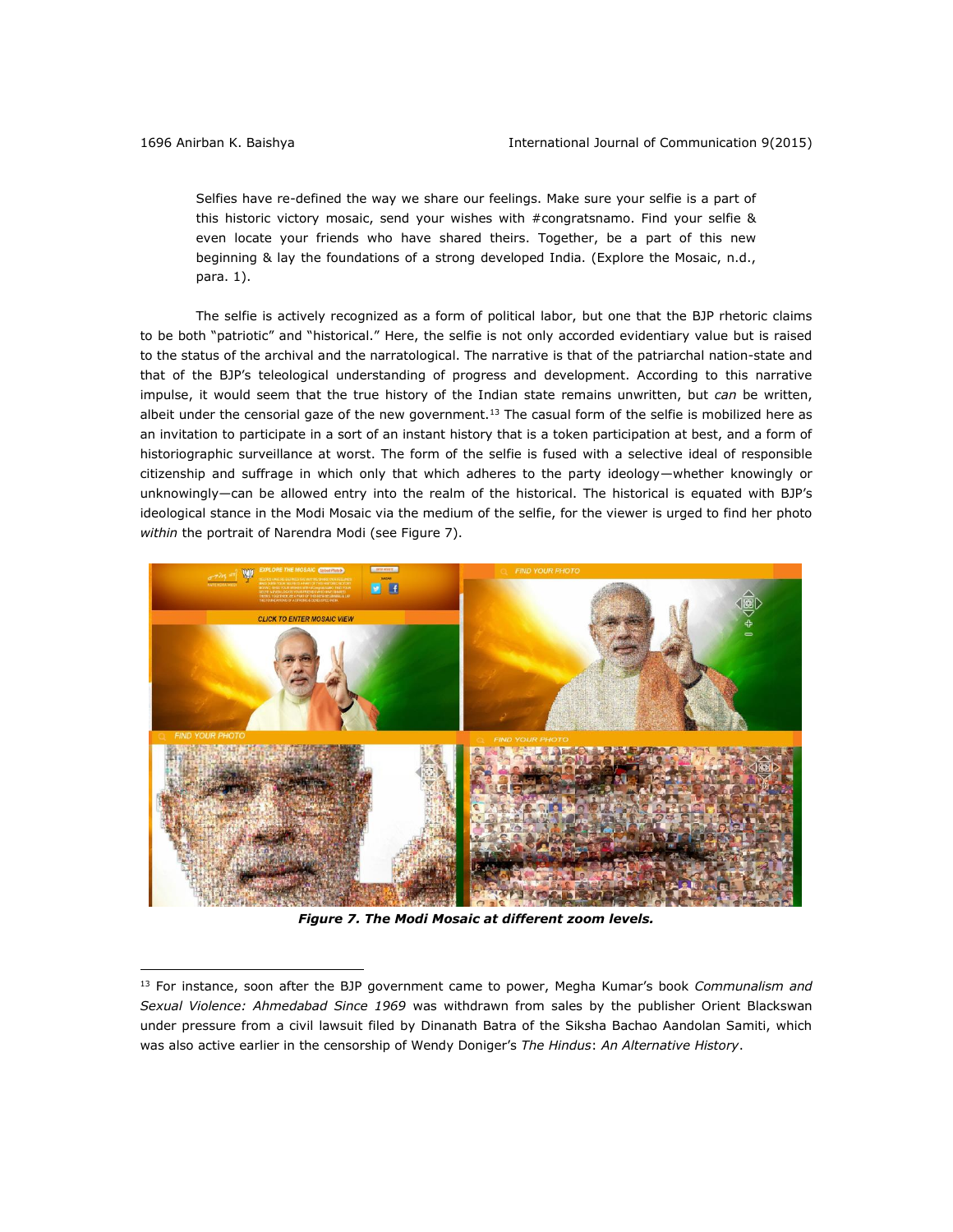> Selfies have re-defined the way we share our feelings. Make sure your selfie is a part of this historic victory mosaic, send your wishes with #congratsnamo. Find your selfie & even locate your friends who have shared theirs. Together, be a part of this new beginning & lay the foundations of a strong developed India. (Explore the Mosaic, n.d., para. 1).

The selfie is actively recognized as a form of political labor, but one that the BJP rhetoric claims to be both "patriotic" and "historical." Here, the selfie is not only accorded evidentiary value but is raised to the status of the archival and the narratological. The narrative is that of the patriarchal nation-state and that of the BJP's teleological understanding of progress and development. According to this narrative impulse, it would seem that the true history of the Indian state remains unwritten, but *can* be written, albeit under the censorial gaze of the new government.[13] The casual form of the selfie is mobilized here as an invitation to participate in a sort of an instant history that is a token participation at best, and a form of historiographic surveillance at worst. The form of the selfie is fused with a selective ideal of responsible citizenship and suffrage in which only that which adheres to the party ideology—whether knowingly or unknowingly—can be allowed entry into the realm of the historical. The historical is equated with BJP's ideological stance in the Modi Mosaic via the medium of the selfie, for the viewer is urged to find her photo *within* the portrait of Narendra Modi (see Figure 7).

***Figure 7. The Modi Mosaic at different zoom levels.***

[13] For instance, soon after the BJP government came to power, Megha Kumar's book *Communalism and Sexual Violence: Ahmedabad Since 1969* was withdrawn from sales by the publisher Orient Blackswan under pressure from a civil lawsuit filed by Dinanath Batra of the Siksha Bachao Aandolan Samiti, which was also active earlier in the censorship of Wendy Doniger's *The Hindus*: *An Alternative History*.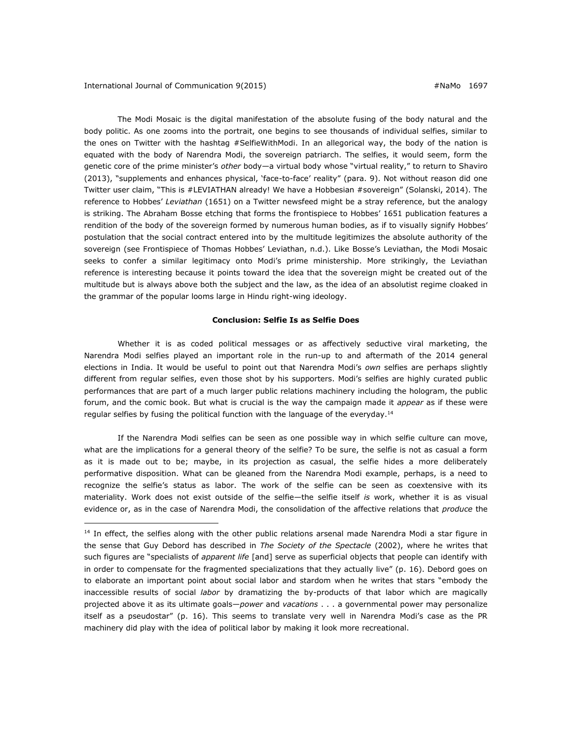The Modi Mosaic is the digital manifestation of the absolute fusing of the body natural and the body politic. As one zooms into the portrait, one begins to see thousands of individual selfies, similar to the ones on Twitter with the hashtag #SelfieWithModi. In an allegorical way, the body of the nation is equated with the body of Narendra Modi, the sovereign patriarch. The selfies, it would seem, form the genetic core of the prime minister's *other* body—a virtual body whose "virtual reality," to return to Shaviro (2013), "supplements and enhances physical, 'face-to-face' reality" (para. 9). Not without reason did one Twitter user claim, "This is #LEVIATHAN already! We have a Hobbesian #sovereign" (Solanski, 2014). The reference to Hobbes' *Leviathan* (1651) on a Twitter newsfeed might be a stray reference, but the analogy is striking. The Abraham Bosse etching that forms the frontispiece to Hobbes' 1651 publication features a rendition of the body of the sovereign formed by numerous human bodies, as if to visually signify Hobbes' postulation that the social contract entered into by the multitude legitimizes the absolute authority of the sovereign (see Frontispiece of Thomas Hobbes' Leviathan, n.d.). Like Bosse's Leviathan, the Modi Mosaic seeks to confer a similar legitimacy onto Modi's prime ministership. More strikingly, the Leviathan reference is interesting because it points toward the idea that the sovereign might be created out of the multitude but is always above both the subject and the law, as the idea of an absolutist regime cloaked in the grammar of the popular looms large in Hindu right-wing ideology.

## Conclusion: Selfie Is as Selfie Does

Whether it is as coded political messages or as affectively seductive viral marketing, the Narendra Modi selfies played an important role in the run-up to and aftermath of the 2014 general elections in India. It would be useful to point out that Narendra Modi's *own* selfies are perhaps slightly different from regular selfies, even those shot by his supporters. Modi's selfies are highly curated public performances that are part of a much larger public relations machinery including the hologram, the public forum, and the comic book. But what is crucial is the way the campaign made it *appear* as if these were regular selfies by fusing the political function with the language of the everyday.[14]

If the Narendra Modi selfies can be seen as one possible way in which selfie culture can move, what are the implications for a general theory of the selfie? To be sure, the selfie is not as casual a form as it is made out to be; maybe, in its projection as casual, the selfie hides a more deliberately performative disposition. What can be gleaned from the Narendra Modi example, perhaps, is a need to recognize the selfie's status as labor. The work of the selfie can be seen as coextensive with its materiality. Work does not exist outside of the selfie—the selfie itself *is* work, whether it is as visual evidence or, as in the case of Narendra Modi, the consolidation of the affective relations that *produce* the

---

[14] In effect, the selfies along with the other public relations arsenal made Narendra Modi a star figure in the sense that Guy Debord has described in *The Society of the Spectacle* (2002), where he writes that such figures are "specialists of *apparent life* [and] serve as superficial objects that people can identify with in order to compensate for the fragmented specializations that they actually live" (p. 16). Debord goes on to elaborate an important point about social labor and stardom when he writes that stars "embody the inaccessible results of social *labor* by dramatizing the by-products of that labor which are magically projected above it as its ultimate goals—*power* and *vacations* . . . a governmental power may personalize itself as a pseudostar" (p. 16). This seems to translate very well in Narendra Modi's case as the PR machinery did play with the idea of political labor by making it look more recreational.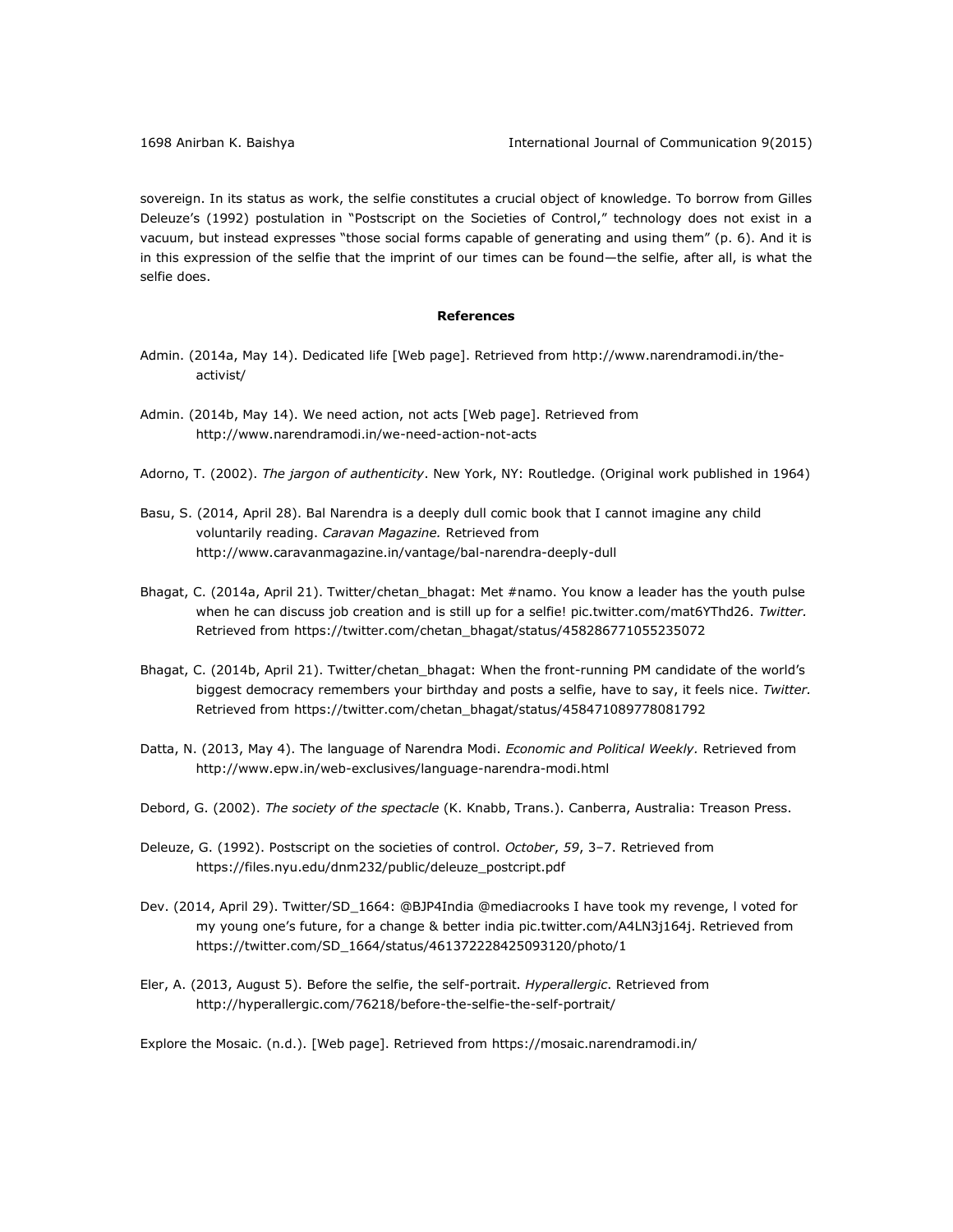sovereign. In its status as work, the selfie constitutes a crucial object of knowledge. To borrow from Gilles Deleuze's (1992) postulation in "Postscript on the Societies of Control," technology does not exist in a vacuum, but instead expresses "those social forms capable of generating and using them" (p. 6). And it is in this expression of the selfie that the imprint of our times can be found—the selfie, after all, is what the selfie does.

## References

Admin. (2014a, May 14). Dedicated life [Web page]. Retrieved from http://www.narendramodi.in/the-activist/

Admin. (2014b, May 14). We need action, not acts [Web page]. Retrieved from http://www.narendramodi.in/we-need-action-not-acts

Adorno, T. (2002). *The jargon of authenticity*. New York, NY: Routledge. (Original work published in 1964)

Basu, S. (2014, April 28). Bal Narendra is a deeply dull comic book that I cannot imagine any child voluntarily reading. *Caravan Magazine.* Retrieved from http://www.caravanmagazine.in/vantage/bal-narendra-deeply-dull

Bhagat, C. (2014a, April 21). Twitter/chetan_bhagat: Met #namo. You know a leader has the youth pulse when he can discuss job creation and is still up for a selfie! pic.twitter.com/mat6YThd26. *Twitter.* Retrieved from https://twitter.com/chetan_bhagat/status/458286771055235072

Bhagat, C. (2014b, April 21). Twitter/chetan_bhagat: When the front-running PM candidate of the world's biggest democracy remembers your birthday and posts a selfie, have to say, it feels nice. *Twitter.* Retrieved from https://twitter.com/chetan_bhagat/status/458471089778081792

Datta, N. (2013, May 4). The language of Narendra Modi. *Economic and Political Weekly*. Retrieved from http://www.epw.in/web-exclusives/language-narendra-modi.html

Debord, G. (2002). *The society of the spectacle* (K. Knabb, Trans.). Canberra, Australia: Treason Press.

Deleuze, G. (1992). Postscript on the societies of control. *October*, *59*, 3–7. Retrieved from https://files.nyu.edu/dnm232/public/deleuze_postcript.pdf

Dev. (2014, April 29). Twitter/SD_1664: @BJP4India @mediacrooks I have took my revenge, l voted for my young one's future, for a change & better india pic.twitter.com/A4LN3j164j. Retrieved from https://twitter.com/SD_1664/status/461372228425093120/photo/1

Eler, A. (2013, August 5). Before the selfie, the self-portrait. *Hyperallergic*. Retrieved from http://hyperallergic.com/76218/before-the-selfie-the-self-portrait/

Explore the Mosaic. (n.d.). [Web page]. Retrieved from https://mosaic.narendramodi.in/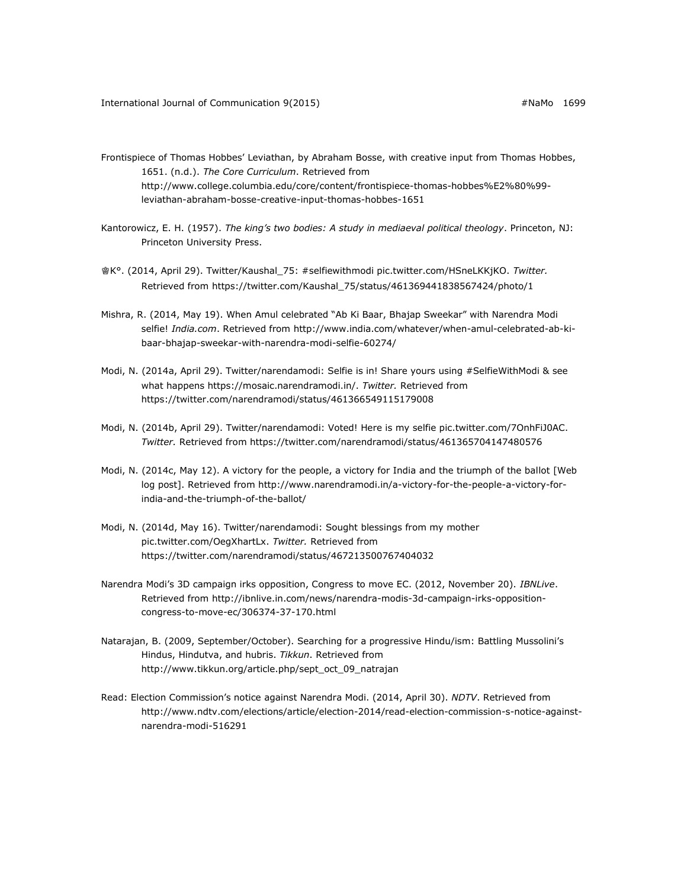Frontispiece of Thomas Hobbes' Leviathan, by Abraham Bosse, with creative input from Thomas Hobbes, 1651. (n.d.). *The Core Curriculum*. Retrieved from http://www.college.columbia.edu/core/content/frontispiece-thomas-hobbes%E2%80%99-leviathan-abraham-bosse-creative-input-thomas-hobbes-1651

Kantorowicz, E. H. (1957). *The king's two bodies: A study in mediaeval political theology*. Princeton, NJ: Princeton University Press.

♚K°. (2014, April 29). Twitter/Kaushal_75: #selfiewithmodi pic.twitter.com/HSneLKKjKO. *Twitter.* Retrieved from https://twitter.com/Kaushal_75/status/461369441838567424/photo/1

Mishra, R. (2014, May 19). When Amul celebrated "Ab Ki Baar, Bhajap Sweekar" with Narendra Modi selfie! *India.com*. Retrieved from http://www.india.com/whatever/when-amul-celebrated-ab-ki-baar-bhajap-sweekar-with-narendra-modi-selfie-60274/

Modi, N. (2014a, April 29). Twitter/narendamodi: Selfie is in! Share yours using #SelfieWithModi & see what happens https://mosaic.narendramodi.in/. *Twitter.* Retrieved from https://twitter.com/narendramodi/status/461366549115179008

Modi, N. (2014b, April 29). Twitter/narendamodi: Voted! Here is my selfie pic.twitter.com/7OnhFiJ0AC. *Twitter.* Retrieved from https://twitter.com/narendramodi/status/461365704147480576

Modi, N. (2014c, May 12). A victory for the people, a victory for India and the triumph of the ballot [Web log post]. Retrieved from http://www.narendramodi.in/a-victory-for-the-people-a-victory-for-india-and-the-triumph-of-the-ballot/

Modi, N. (2014d, May 16). Twitter/narendamodi: Sought blessings from my mother pic.twitter.com/OegXhartLx. *Twitter.* Retrieved from https://twitter.com/narendramodi/status/467213500767404032

Narendra Modi's 3D campaign irks opposition, Congress to move EC. (2012, November 20). *IBNLive*. Retrieved from http://ibnlive.in.com/news/narendra-modis-3d-campaign-irks-opposition-congress-to-move-ec/306374-37-170.html

Natarajan, B. (2009, September/October). Searching for a progressive Hindu/ism: Battling Mussolini's Hindus, Hindutva, and hubris. *Tikkun*. Retrieved from http://www.tikkun.org/article.php/sept_oct_09_natrajan

Read: Election Commission's notice against Narendra Modi. (2014, April 30). *NDTV*. Retrieved from http://www.ndtv.com/elections/article/election-2014/read-election-commission-s-notice-against-narendra-modi-516291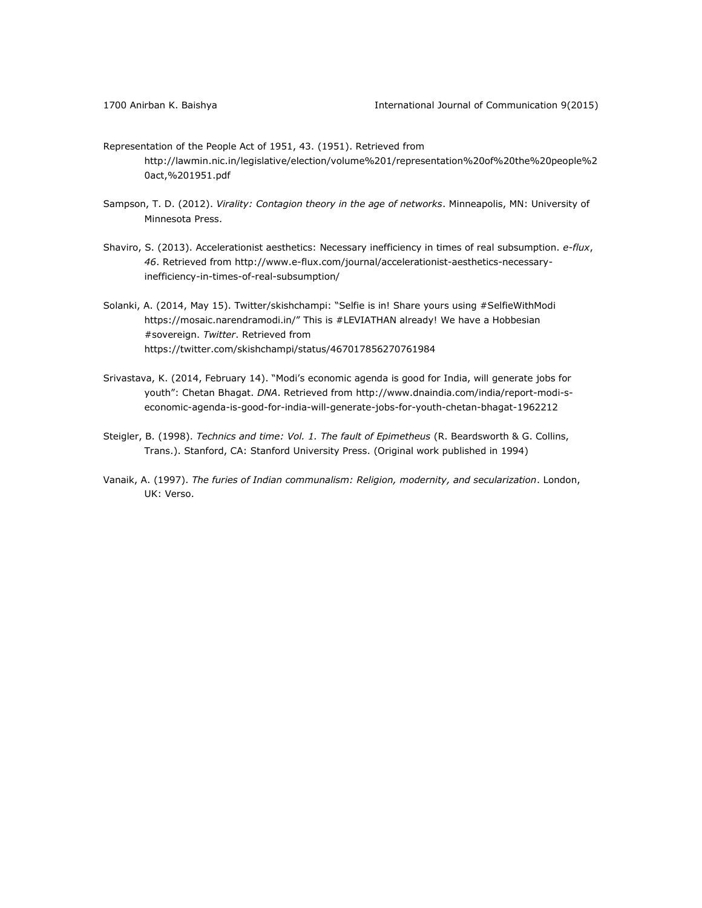Representation of the People Act of 1951, 43. (1951). Retrieved from http://lawmin.nic.in/legislative/election/volume%201/representation%20of%20the%20people%20act,%201951.pdf

Sampson, T. D. (2012). *Virality: Contagion theory in the age of networks*. Minneapolis, MN: University of Minnesota Press.

Shaviro, S. (2013). Accelerationist aesthetics: Necessary inefficiency in times of real subsumption. *e-flux*, *46*. Retrieved from http://www.e-flux.com/journal/accelerationist-aesthetics-necessary-inefficiency-in-times-of-real-subsumption/

Solanki, A. (2014, May 15). Twitter/skishchampi: "Selfie is in! Share yours using #SelfieWithModi https://mosaic.narendramodi.in/" This is #LEVIATHAN already! We have a Hobbesian #sovereign. *Twitter*. Retrieved from https://twitter.com/skishchampi/status/467017856270761984

Srivastava, K. (2014, February 14). "Modi's economic agenda is good for India, will generate jobs for youth": Chetan Bhagat. *DNA*. Retrieved from http://www.dnaindia.com/india/report-modi-s-economic-agenda-is-good-for-india-will-generate-jobs-for-youth-chetan-bhagat-1962212

Steigler, B. (1998). *Technics and time: Vol. 1. The fault of Epimetheus* (R. Beardsworth & G. Collins, Trans.). Stanford, CA: Stanford University Press. (Original work published in 1994)

Vanaik, A. (1997). *The furies of Indian communalism: Religion, modernity, and secularization*. London, UK: Verso.